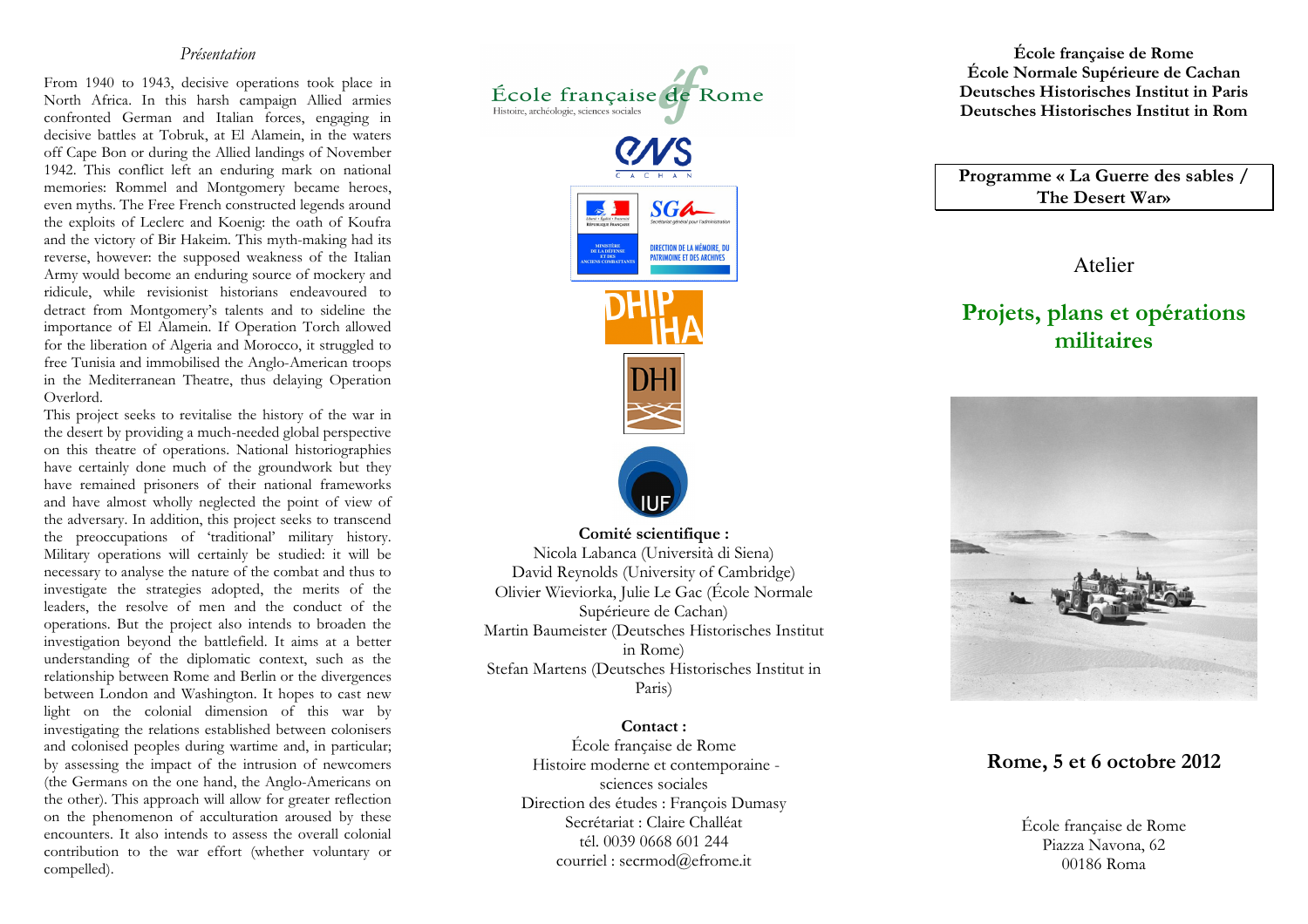*Présentation*

From 1940 to 1943, decisive operations took place in North Africa. In this harsh campaign Allied armies confronted German and Italian forces, engaging in decisive battles at Tobruk, at El Alamein, in the waters off Cape Bon or during the Allied landings of November 1942. This conflict left an enduring mark on national memories: Rommel and Montgomery became heroes, even myths. The Free French constructed legends around the exploits of Leclerc and Koenig: the oath of Koufra and the victory of Bir Hakeim. This myth-making had its reverse, however: the supposed weakness of the Italian Army would become an enduring source of mockery and ridicule, while revisionist historians endeavoured to detract from Montgomery's talents and to sideline the importance of El Alamein. If Operation Torch allowed for the liberation of Algeria and Morocco, it struggled to free Tunisia and immobilised the Anglo-American troops in the Mediterranean Theatre, thus delaying Operation Overlord.

This project seeks to revitalise the history of the war in the desert by providing a much-needed global perspective on this theatre of operations. National historiographies have certainly done much of the groundwork but they have remained prisoners of their national frameworks and have almost wholly neglected the point of view of the adversary. In addition, this project seeks to transcend the preoccupations of 'traditional' military history. Military operations will certainly be studied: it will be necessary to analyse the nature of the combat and thus to investigate the strategies adopted, the merits of the leaders, the resolve of men and the conduct of the operations. But the project also intends to broaden the investigation beyond the battlefield. It aims at a better understanding of the diplomatic context, such as the relationship between Rome and Berlin or the divergences between London and Washington. It hopes to cast new light on the colonial dimension of this war by investigating the relations established between colonisers and colonised peoples during wartime and, in particular; by assessing the impact of the intrusion of newcomers (the Germans on the one hand, the Anglo-Americans on the other). This approach will allow for greater reflection on the phenomenon of acculturation aroused by these encounters. It also intends to assess the overall colonial contribution to the war effort (whether voluntary or compelled).

École française de Rome
Histoire, archéologie, sciences sociales

ENS CACHAN

MINISTÈRE DE LA DÉFENSE ET DES ANCIENS COMBATTANTS — SGA Secrétariat général pour l'administration — DIRECTION DE LA MÉMOIRE, DU PATRIMOINE ET DES ARCHIVES

DHIP IHA

DHI

IUF

**Comité scientifique :**
Nicola Labanca (Università di Siena)
David Reynolds (University of Cambridge)
Olivier Wieviorka, Julie Le Gac (École Normale Supérieure de Cachan)
Martin Baumeister (Deutsches Historisches Institut in Rome)
Stefan Martens (Deutsches Historisches Institut in Paris)

**Contact :**
École française de Rome
Histoire moderne et contemporaine - sciences sociales
Direction des études : François Dumasy
Secrétariat : Claire Challéat
tél. 0039 0668 601 244
courriel : secrmod@efrome.it

**École française de Rome**
**École Normale Supérieure de Cachan**
**Deutsches Historisches Institut in Paris**
**Deutsches Historisches Institut in Rom**

**Programme « La Guerre des sables / The Desert War»**

Atelier

## Projets, plans et opérations militaires

**Rome, 5 et 6 octobre 2012**

École française de Rome
Piazza Navona, 62
00186 Roma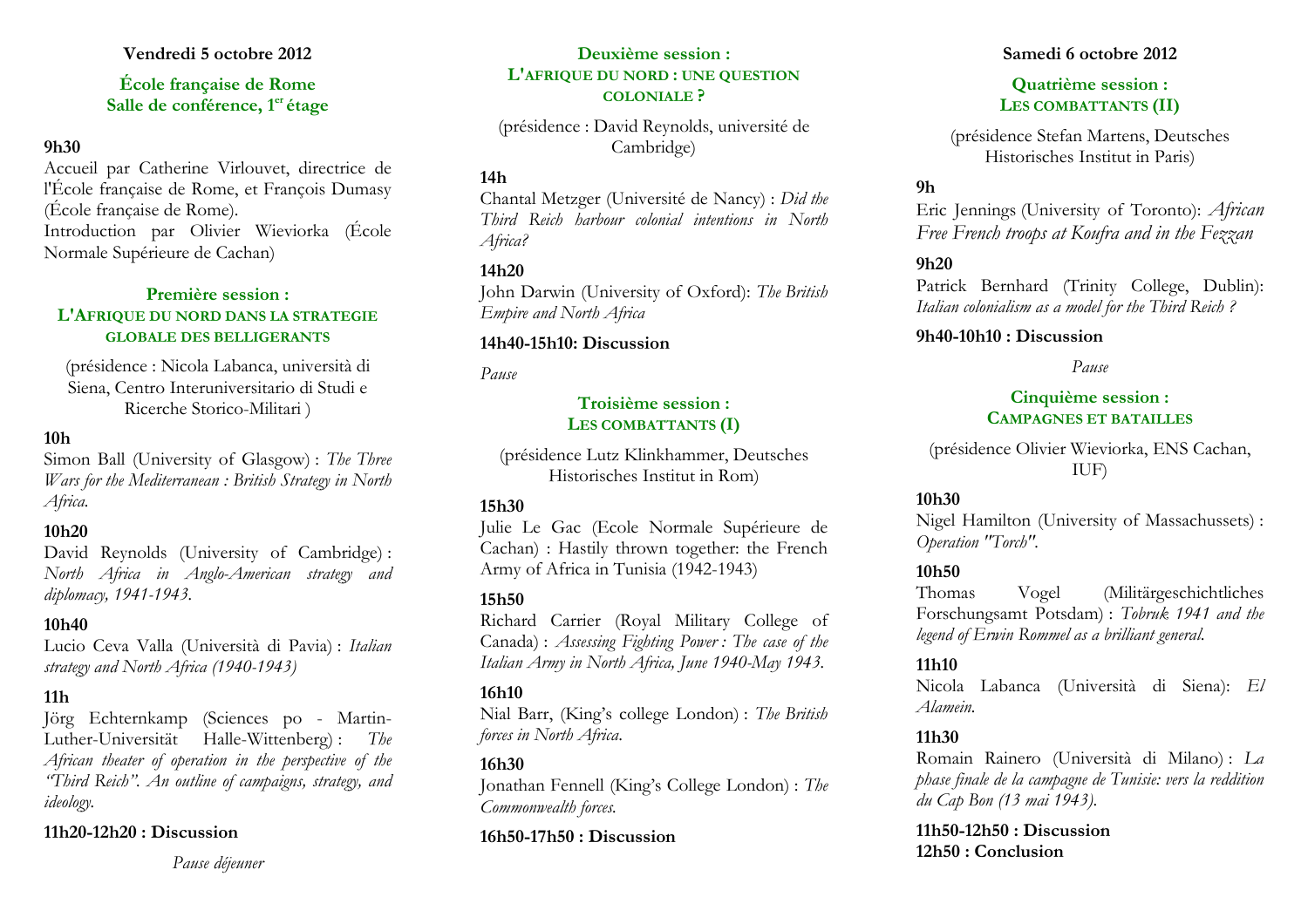**Vendredi 5 octobre 2012**

**École française de Rome**
**Salle de conférence, 1er étage**

**9h30**
Accueil par Catherine Virlouvet, directrice de l'École française de Rome, et François Dumasy (École française de Rome).
Introduction par Olivier Wieviorka (École Normale Supérieure de Cachan)

## Première session : L'Afrique du nord dans la strategie globale des belligerants

(présidence : Nicola Labanca, università di Siena, Centro Interuniversitario di Studi e Ricerche Storico-Militari )

**10h**
Simon Ball (University of Glasgow) : *The Three Wars for the Mediterranean : British Strategy in North Africa.*

**10h20**
David Reynolds (University of Cambridge) : *North Africa in Anglo-American strategy and diplomacy, 1941-1943.*

**10h40**
Lucio Ceva Valla (Università di Pavia) : *Italian strategy and North Africa (1940-1943)*

**11h**
Jörg Echternkamp (Sciences po - Martin-Luther-Universität Halle-Wittenberg) : *The African theater of operation in the perspective of the "Third Reich". An outline of campaigns, strategy, and ideology.*

**11h20-12h20 : Discussion**

*Pause déjeuner*

## Deuxième session : L'Afrique du nord : une question coloniale ?

(présidence : David Reynolds, université de Cambridge)

**14h**
Chantal Metzger (Université de Nancy) : *Did the Third Reich harbour colonial intentions in North Africa?*

**14h20**
John Darwin (University of Oxford): *The British Empire and North Africa*

**14h40-15h10: Discussion**

*Pause*

## Troisième session : Les combattants (I)

(présidence Lutz Klinkhammer, Deutsches Historisches Institut in Rom)

**15h30**
Julie Le Gac (Ecole Normale Supérieure de Cachan) : Hastily thrown together: the French Army of Africa in Tunisia (1942-1943)

**15h50**
Richard Carrier (Royal Military College of Canada) : *Assessing Fighting Power : The case of the Italian Army in North Africa, June 1940-May 1943.*

**16h10**
Nial Barr, (King's college London) : *The British forces in North Africa.*

**16h30**
Jonathan Fennell (King's College London) : *The Commonwealth forces.*

**16h50-17h50 : Discussion**

**Samedi 6 octobre 2012**

## Quatrième session : Les combattants (II)

(présidence Stefan Martens, Deutsches Historisches Institut in Paris)

**9h**
Eric Jennings (University of Toronto): *African Free French troops at Koufra and in the Fezzan*

**9h20**
Patrick Bernhard (Trinity College, Dublin): *Italian colonialism as a model for the Third Reich ?*

**9h40-10h10 : Discussion**

*Pause*

## Cinquième session : Campagnes et batailles

(présidence Olivier Wieviorka, ENS Cachan, IUF)

**10h30**
Nigel Hamilton (University of Massachussets) : *Operation "Torch".*

**10h50**
Thomas Vogel (Militärgeschichtliches Forschungsamt Potsdam) : *Tobruk 1941 and the legend of Erwin Rommel as a brilliant general.*

**11h10**
Nicola Labanca (Università di Siena): *El Alamein.*

**11h30**
Romain Rainero (Università di Milano) : *La phase finale de la campagne de Tunisie: vers la reddition du Cap Bon (13 mai 1943).*

**11h50-12h50 : Discussion**
**12h50 : Conclusion**